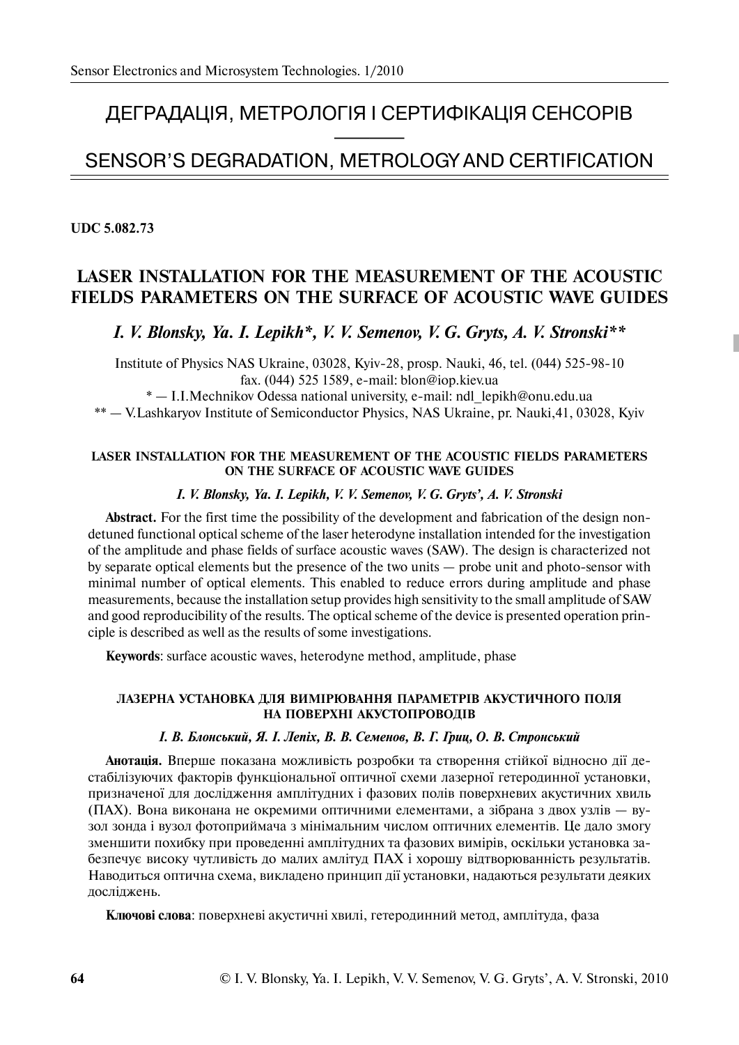# ДЕГРАДАЦІЯ, МЕТРОЛОГІЯ І СЕРТИФІКАЦІЯ СЕНСОРІВ

# SENSOR'S DEGRADATION, METROLOGY AND CERTIFICATION

**UDC 5.082.73**

## LASER INSTALLATION FOR THE MEASUREMENT OF THE ACOUSTIC FIELDS PARAMETERS ON THE SURFACE OF ACOUSTIC WAVE GUIDES

***I. V. Blonsky, Ya. I. Lepikh\*, V. V. Semenov, V. G. Gryts, A. V. Stronski\*\****

Institute of Physics NAS Ukraine, 03028, Kyiv-28, prosp. Nauki, 46, tel. (044) 525-98-10
fax. (044) 525 1589, e-mail: blon@iop.kiev.ua

\* — I.I.Mechnikov Odessa national university, e-mail: ndl_lepikh@onu.edu.ua

\*\* — V.Lashkaryov Institute of Semiconductor Physics, NAS Ukraine, pr. Nauki,41, 03028, Kyiv

#### LASER INSTALLATION FOR THE MEASUREMENT OF THE ACOUSTIC FIELDS PARAMETERS ON THE SURFACE OF ACOUSTIC WAVE GUIDES

***I. V. Blonsky, Ya. I. Lepikh, V. V. Semenov, V. G. Gryts', A. V. Stronski***

**Abstract.** For the first time the possibility of the development and fabrication of the design non-detuned functional optical scheme of the laser heterodyne installation intended for the investigation of the amplitude and phase fields of surface acoustic waves (SAW). The design is characterized not by separate optical elements but the presence of the two units — probe unit and photo-sensor with minimal number of optical elements. This enabled to reduce errors during amplitude and phase measurements, because the installation setup provides high sensitivity to the small amplitude of SAW and good reproducibility of the results. The optical scheme of the device is presented operation principle is described as well as the results of some investigations.

**Keywords**: surface acoustic waves, heterodyne method, amplitude, phase

#### ЛАЗЕРНА УСТАНОВКА ДЛЯ ВИМІРЮВАННЯ ПАРАМЕТРІВ АКУСТИЧНОГО ПОЛЯ НА ПОВЕРХНІ АКУСТОПРОВОДІВ

***І. В. Блонський, Я. І. Лепіх, В. В. Семенов, В. Г. Гриц, О. В. Стронський***

**Анотація.** Вперше показана можливість розробки та створення стійкої відносно дії дестабілізуючих факторів функціональної оптичної схеми лазерної гетеродинної установки, призначеної для дослідження амплітудних і фазових полів поверхневих акустичних хвиль (ПАХ). Вона виконана не окремими оптичними елементами, а зібрана з двох вузлів — вузол зонда і вузол фотоприймача з мінімальним числом оптичних елементів. Це дало змогу зменшити похибку при проведенні амплітудних та фазових вимірів, оскільки установка забезпечує високу чутливість до малих амлітуд ПАХ і хорошу відтворюванність результатів. Наводиться оптична схема, викладено принцип дії установки, надаються результати деяких досліджень.

**Ключові слова**: поверхневі акустичні хвилі, гетеродинний метод, амплітуда, фаза

© I. V. Blonsky, Ya. I. Lepikh, V. V. Semenov, V. G. Gryts', A. V. Stronski, 2010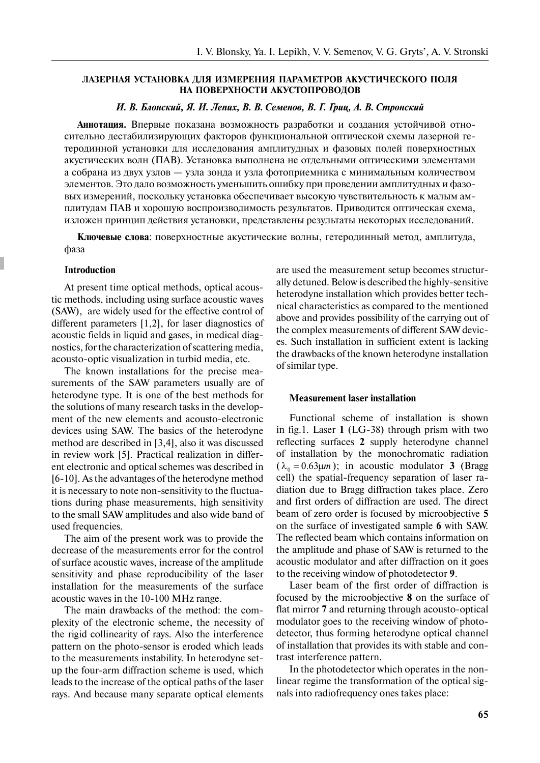**ЛАЗЕРНАЯ УСТАНОВКА ДЛЯ ИЗМЕРЕНИЯ ПАРАМЕТРОВ АКУСТИЧЕСКОГО ПОЛЯ НА ПОВЕРХНОСТИ АКУСТОПРОВОДОВ**

***И. В. Блонский, Я. И. Лепих, В. В. Семенов, В. Г. Гриц, А. В. Стронский***

**Аннотация.** Впервые показана возможность разработки и создания устойчивой относительно дестабилизирующих факторов функциональной оптической схемы лазерной гетеродинной установки для исследования амплитудных и фазовых полей поверхностных акустических волн (ПАВ). Установка выполнена не отдельными оптическими элементами а собрана из двух узлов — узла зонда и узла фотоприемника с минимальным количеством элементов. Это дало возможность уменьшить ошибку при проведении амплитудных и фазовых измерений, поскольку установка обеспечивает высокую чувствительность к малым амплитудам ПАВ и хорошую воспроизводимость результатов. Приводится оптическая схема, изложен принцип действия установки, представлены результаты некоторых исследований.

**Ключевые слова**: поверхностные акустические волны, гетеродинный метод, амплитуда, фаза

**Introduction**

At present time optical methods, optical acoustic methods, including using surface acoustic waves (SAW), are widely used for the effective control of different parameters [1,2], for laser diagnostics of acoustic fields in liquid and gases, in medical diagnostics, for the characterization of scattering media, acousto-optic visualization in turbid media, etc.

The known installations for the precise measurements of the SAW parameters usually are of heterodyne type. It is one of the best methods for the solutions of many research tasks in the development of the new elements and acousto-electronic devices using SAW. The basics of the heterodyne method are described in [3,4], also it was discussed in review work [5]. Practical realization in different electronic and optical schemes was described in [6-10]. As the advantages of the heterodyne method it is necessary to note non-sensitivity to the fluctuations during phase measurements, high sensitivity to the small SAW amplitudes and also wide band of used frequencies.

The aim of the present work was to provide the decrease of the measurements error for the control of surface acoustic waves, increase of the amplitude sensitivity and phase reproducibility of the laser installation for the measurements of the surface acoustic waves in the 10-100 MHz range.

The main drawbacks of the method: the complexity of the electronic scheme, the necessity of the rigid collinearity of rays. Also the interference pattern on the photo-sensor is eroded which leads to the measurements instability. In heterodyne setup the four-arm diffraction scheme is used, which leads to the increase of the optical paths of the laser rays. And because many separate optical elements are used the measurement setup becomes structurally detuned. Below is described the highly-sensitive heterodyne installation which provides better technical characteristics as compared to the mentioned above and provides possibility of the carrying out of the complex measurements of different SAW devices. Such installation in sufficient extent is lacking the drawbacks of the known heterodyne installation of similar type.

**Measurement laser installation**

Functional scheme of installation is shown in fig.1. Laser **1** (LG-38) through prism with two reflecting surfaces **2** supply heterodyne channel of installation by the monochromatic radiation ($\lambda_0 = 0.63\mu m$); in acoustic modulator **3** (Bragg cell) the spatial-frequency separation of laser radiation due to Bragg diffraction takes place. Zero and first orders of diffraction are used. The direct beam of zero order is focused by microobjective **5** on the surface of investigated sample **6** with SAW. The reflected beam which contains information on the amplitude and phase of SAW is returned to the acoustic modulator and after diffraction on it goes to the receiving window of photodetector **9**.

Laser beam of the first order of diffraction is focused by the microobjective **8** on the surface of flat mirror **7** and returning through acousto-optical modulator goes to the receiving window of photodetector, thus forming heterodyne optical channel of installation that provides its with stable and contrast interference pattern.

In the photodetector which operates in the nonlinear regime the transformation of the optical signals into radiofrequency ones takes place: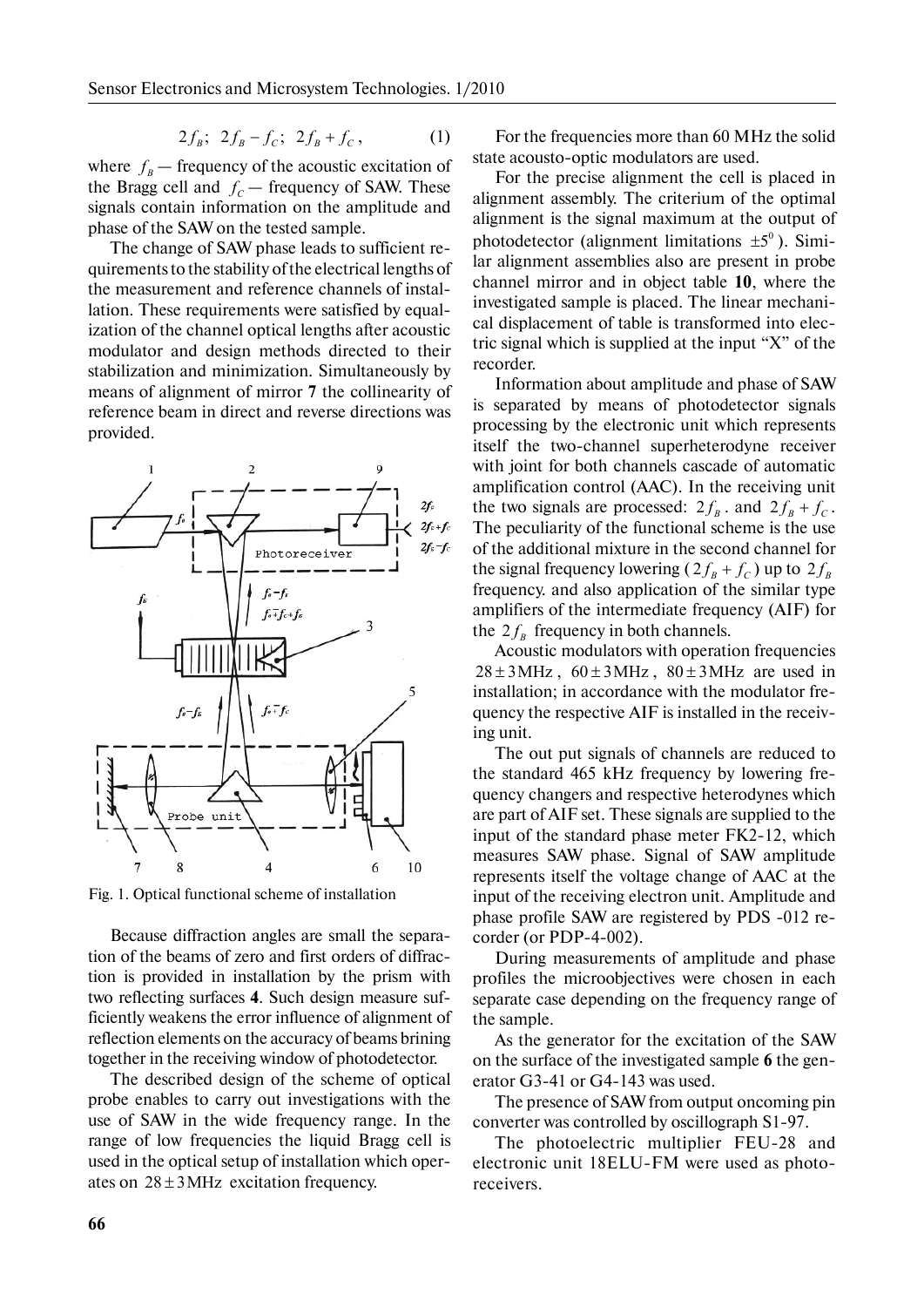$$2f_B;\; 2f_B - f_C;\; 2f_B + f_C, \qquad (1)$$

where $f_B$ — frequency of the acoustic excitation of the Bragg cell and $f_C$ — frequency of SAW. These signals contain information on the amplitude and phase of the SAW on the tested sample.

The change of SAW phase leads to sufficient requirements to the stability of the electrical lengths of the measurement and reference channels of installation. These requirements were satisfied by equalization of the channel optical lengths after acoustic modulator and design methods directed to their stabilization and minimization. Simultaneously by means of alignment of mirror **7** the collinearity of reference beam in direct and reverse directions was provided.

Fig. 1. Optical functional scheme of installation

Because diffraction angles are small the separation of the beams of zero and first orders of diffraction is provided in installation by the prism with two reflecting surfaces **4**. Such design measure sufficiently weakens the error influence of alignment of reflection elements on the accuracy of beams brining together in the receiving window of photodetector.

The described design of the scheme of optical probe enables to carry out investigations with the use of SAW in the wide frequency range. In the range of low frequencies the liquid Bragg cell is used in the optical setup of installation which operates on $28 \pm 3$MHz excitation frequency.

For the frequencies more than 60 MHz the solid state acousto-optic modulators are used.

For the precise alignment the cell is placed in alignment assembly. The criterium of the optimal alignment is the signal maximum at the output of photodetector (alignment limitations $\pm 5^0$). Similar alignment assemblies also are present in probe channel mirror and in object table **10**, where the investigated sample is placed. The linear mechanical displacement of table is transformed into electric signal which is supplied at the input "X" of the recorder.

Information about amplitude and phase of SAW is separated by means of photodetector signals processing by the electronic unit which represents itself the two-channel superheterodyne receiver with joint for both channels cascade of automatic amplification control (AAC). In the receiving unit the two signals are processed: $2f_B$. and $2f_B + f_C$. The peculiarity of the functional scheme is the use of the additional mixture in the second channel for the signal frequency lowering ($2f_B + f_C$) up to $2f_B$ frequency. and also application of the similar type amplifiers of the intermediate frequency (AIF) for the $2f_B$ frequency in both channels.

Acoustic modulators with operation frequencies $28 \pm 3$MHz, $60 \pm 3$MHz, $80 \pm 3$MHz are used in installation; in accordance with the modulator frequency the respective AIF is installed in the receiving unit.

The out put signals of channels are reduced to the standard 465 kHz frequency by lowering frequency changers and respective heterodynes which are part of AIF set. These signals are supplied to the input of the standard phase meter FK2-12, which measures SAW phase. Signal of SAW amplitude represents itself the voltage change of AAC at the input of the receiving electron unit. Amplitude and phase profile SAW are registered by PDS -012 recorder (or PDP-4-002).

During measurements of amplitude and phase profiles the microobjectives were chosen in each separate case depending on the frequency range of the sample.

As the generator for the excitation of the SAW on the surface of the investigated sample **6** the generator G3-41 or G4-143 was used.

The presence of SAW from output oncoming pin converter was controlled by oscillograph S1-97.

The photoelectric multiplier FEU-28 and electronic unit 18ELU-FM were used as photoreceivers.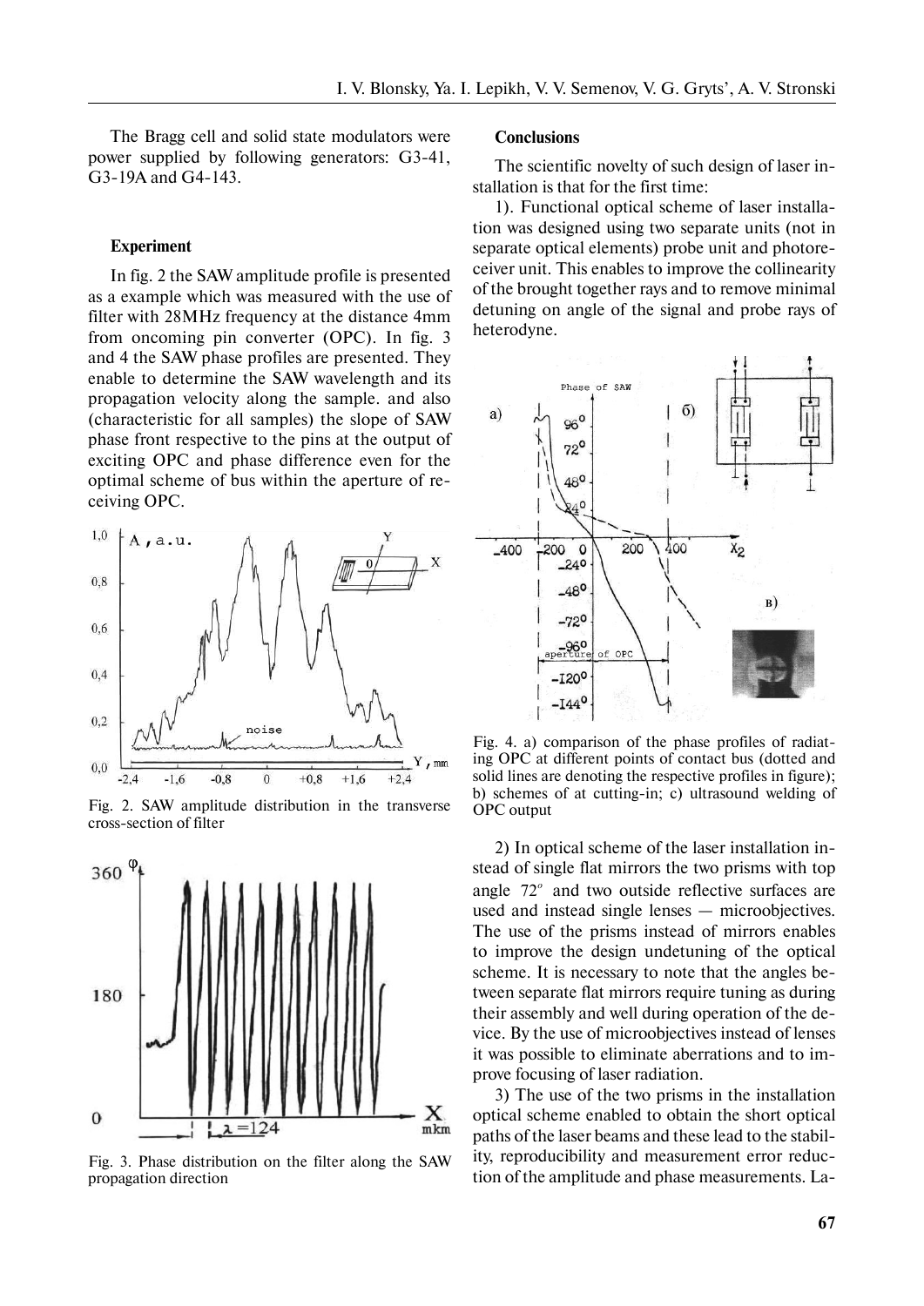The Bragg cell and solid state modulators were power supplied by following generators: G3-41, G3-19A and G4-143.

**Experiment**

In fig. 2 the SAW amplitude profile is presented as a example which was measured with the use of filter with 28MHz frequency at the distance 4mm from oncoming pin converter (OPC). In fig. 3 and 4 the SAW phase profiles are presented. They enable to determine the SAW wavelength and its propagation velocity along the sample. and also (characteristic for all samples) the slope of SAW phase front respective to the pins at the output of exciting OPC and phase difference even for the optimal scheme of bus within the aperture of receiving OPC.

Fig. 2. SAW amplitude distribution in the transverse cross-section of filter

Fig. 3. Phase distribution on the filter along the SAW propagation direction

**Conclusions**

The scientific novelty of such design of laser installation is that for the first time:

1). Functional optical scheme of laser installation was designed using two separate units (not in separate optical elements) probe unit and photoreceiver unit. This enables to improve the collinearity of the brought together rays and to remove minimal detuning on angle of the signal and probe rays of heterodyne.

Fig. 4. a) comparison of the phase profiles of radiating OPC at different points of contact bus (dotted and solid lines are denoting the respective profiles in figure); b) schemes of at cutting-in; c) ultrasound welding of OPC output

2) In optical scheme of the laser installation instead of single flat mirrors the two prisms with top angle $72^o$ and two outside reflective surfaces are used and instead single lenses — microobjectives. The use of the prisms instead of mirrors enables to improve the design undetuning of the optical scheme. It is necessary to note that the angles between separate flat mirrors require tuning as during their assembly and well during operation of the device. By the use of microobjectives instead of lenses it was possible to eliminate aberrations and to improve focusing of laser radiation.

3) The use of the two prisms in the installation optical scheme enabled to obtain the short optical paths of the laser beams and these lead to the stability, reproducibility and measurement error reduction of the amplitude and phase measurements. La-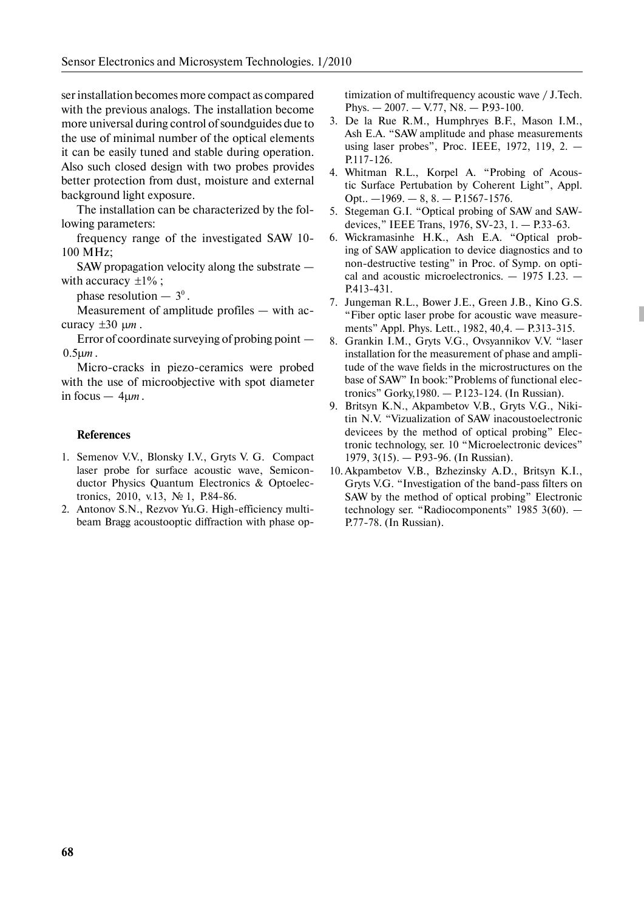ser installation becomes more compact as compared with the previous analogs. The installation become more universal during control of soundguides due to the use of minimal number of the optical elements it can be easily tuned and stable during operation. Also such closed design with two probes provides better protection from dust, moisture and external background light exposure.

The installation can be characterized by the following parameters:

frequency range of the investigated SAW 10-100 MHz;

SAW propagation velocity along the substrate — with accuracy $\pm 1\%$;

phase resolution — $3^0$.

Measurement of amplitude profiles — with accuracy $\pm 30$ $\mu m$.

Error of coordinate surveying of probing point — $0.5 \mu m$.

Micro-cracks in piezo-ceramics were probed with the use of microobjective with spot diameter in focus — $4 \mu m$.

## References

1. Semenov V.V., Blonsky I.V., Gryts V. G. Compact laser probe for surface acoustic wave, Semiconductor Physics Quantum Electronics & Optoelectronics, 2010, v.13, № 1, P.84-86.
2. Antonov S.N., Rezvov Yu.G. High-efficiency multibeam Bragg acoustooptic diffraction with phase optimization of multifrequency acoustic wave / J.Tech. Phys. — 2007. — V.77, N8. — P.93-100.
3. De la Rue R.M., Humphryes B.F., Mason I.M., Ash E.A. "SAW amplitude and phase measurements using laser probes", Proc. IEEE, 1972, 119, 2. — P.117-126.
4. Whitman R.L., Korpel A. "Probing of Acoustic Surface Pertubation by Coherent Light", Appl. Opt.. —1969. — 8, 8. — P.1567-1576.
5. Stegeman G.I. "Optical probing of SAW and SAW-devices," IEEE Trans, 1976, SV-23, 1. — P.33-63.
6. Wickramasinhe H.K., Ash E.A. "Optical probing of SAW application to device diagnostics and to non-destructive testing" in Proc. of Symp. on optical and acoustic microelectronics. — 1975 I.23. — P.413-431.
7. Jungeman R.L., Bower J.E., Green J.B., Kino G.S. "Fiber optic laser probe for acoustic wave measurements" Appl. Phys. Lett., 1982, 40,4. — P.313-315.
8. Grankin I.M., Gryts V.G., Ovsyannikov V.V. "laser installation for the measurement of phase and amplitude of the wave fields in the microstructures on the base of SAW" In book:"Problems of functional electronics" Gorky,1980. — P.123-124. (In Russian).
9. Britsyn K.N., Akpambetov V.B., Gryts V.G., Nikitin N.V. "Vizualization of SAW inacoustoelectronic devicees by the method of optical probing" Electronic technology, ser. 10 "Microelectronic devices" 1979, 3(15). — P.93-96. (In Russian).
10. Akpambetov V.B., Bzhezinsky A.D., Britsyn K.I., Gryts V.G. "Investigation of the band-pass filters on SAW by the method of optical probing" Electronic technology ser. "Radiocomponents" 1985 3(60). — P.77-78. (In Russian).